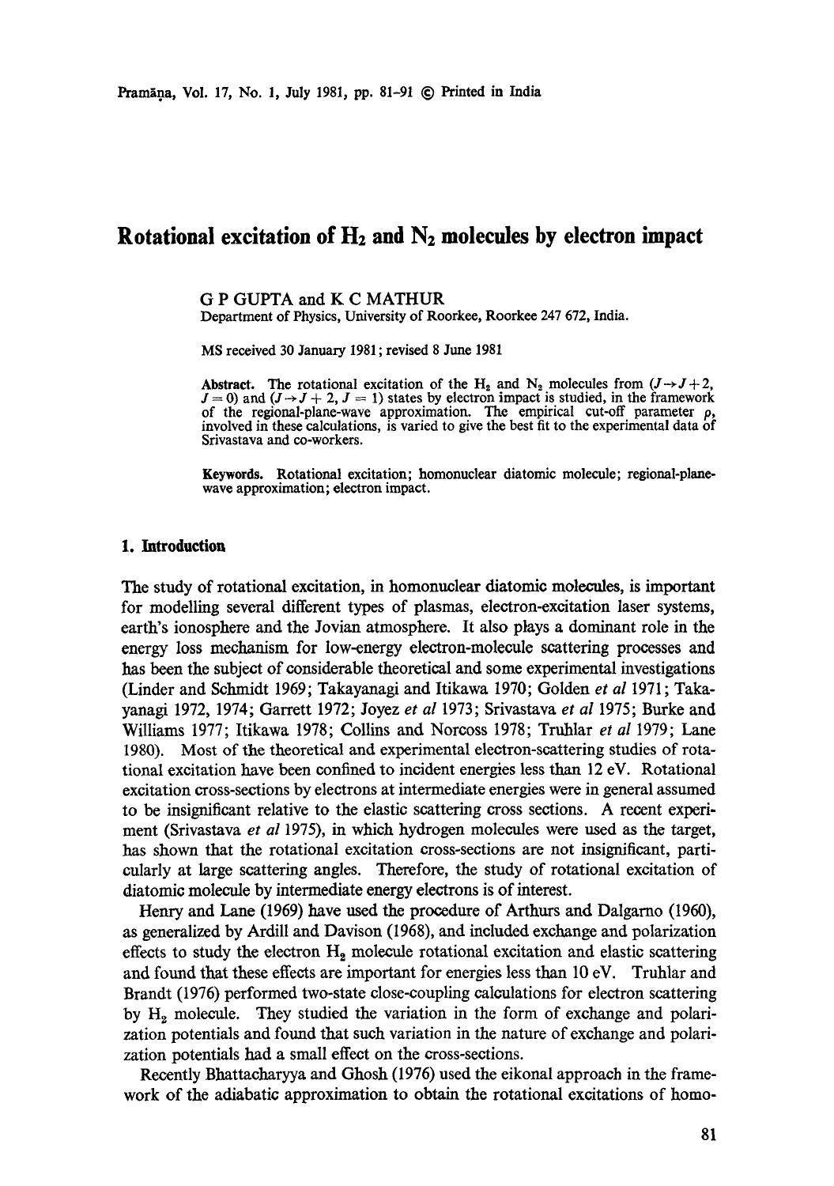# Rotational excitation of $H_2$ and $N_2$ molecules by electron impact

G P GUPTA and K C MATHUR

Department of Physics, University of Roorkee, Roorkee 247 672, India.

MS received 30 January 1981; revised 8 June 1981

**Abstract.** The rotational excitation of the $H_2$ and $N_2$ molecules from ($J \to J+2$, $J = 0$) and ($J \to J + 2$, $J = 1$) states by electron impact is studied, in the framework of the regional-plane-wave approximation. The empirical cut-off parameter $\rho$, involved in these calculations, is varied to give the best fit to the experimental data of Srivastava and co-workers.

**Keywords.** Rotational excitation; homonuclear diatomic molecule; regional-plane-wave approximation; electron impact.

## 1. Introduction

The study of rotational excitation, in homonuclear diatomic molecules, is important for modelling several different types of plasmas, electron-excitation laser systems, earth's ionosphere and the Jovian atmosphere. It also plays a dominant role in the energy loss mechanism for low-energy electron-molecule scattering processes and has been the subject of considerable theoretical and some experimental investigations (Linder and Schmidt 1969; Takayanagi and Itikawa 1970; Golden *et al* 1971; Takayanagi 1972, 1974; Garrett 1972; Joyez *et al* 1973; Srivastava *et al* 1975; Burke and Williams 1977; Itikawa 1978; Collins and Norcoss 1978; Truhlar *et al* 1979; Lane 1980). Most of the theoretical and experimental electron-scattering studies of rotational excitation have been confined to incident energies less than 12 eV. Rotational excitation cross-sections by electrons at intermediate energies were in general assumed to be insignificant relative to the elastic scattering cross sections. A recent experiment (Srivastava *et al* 1975), in which hydrogen molecules were used as the target, has shown that the rotational excitation cross-sections are not insignificant, particularly at large scattering angles. Therefore, the study of rotational excitation of diatomic molecule by intermediate energy electrons is of interest.

Henry and Lane (1969) have used the procedure of Arthurs and Dalgarno (1960), as generalized by Ardill and Davison (1968), and included exchange and polarization effects to study the electron $H_2$ molecule rotational excitation and elastic scattering and found that these effects are important for energies less than 10 eV. Truhlar and Brandt (1976) performed two-state close-coupling calculations for electron scattering by $H_2$ molecule. They studied the variation in the form of exchange and polarization potentials and found that such variation in the nature of exchange and polarization potentials had a small effect on the cross-sections.

Recently Bhattacharyya and Ghosh (1976) used the eikonal approach in the framework of the adiabatic approximation to obtain the rotational excitations of homo-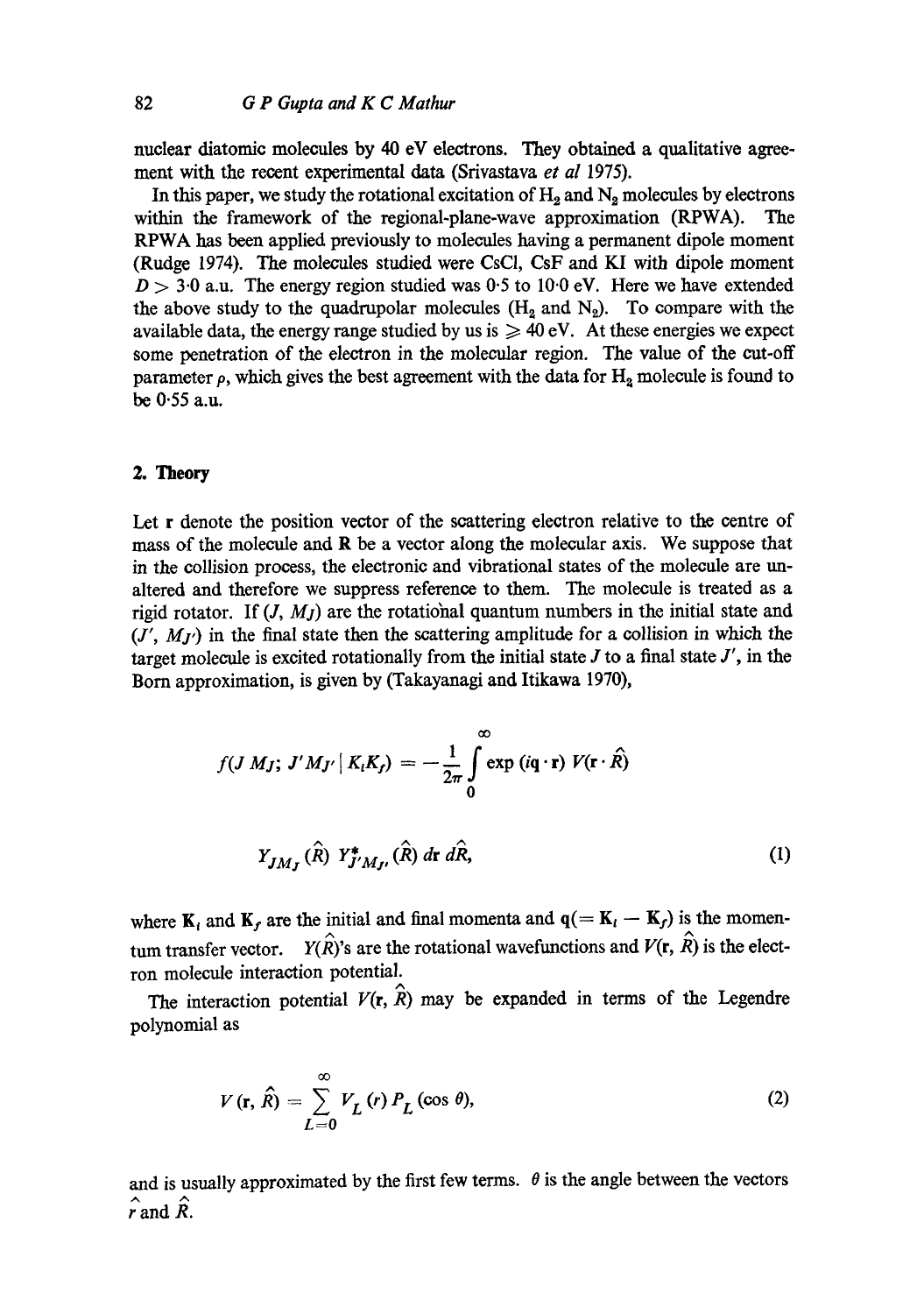nuclear diatomic molecules by 40 eV electrons. They obtained a qualitative agreement with the recent experimental data (Srivastava *et al* 1975).

In this paper, we study the rotational excitation of $H_2$ and $N_2$ molecules by electrons within the framework of the regional-plane-wave approximation (RPWA). The RPWA has been applied previously to molecules having a permanent dipole moment (Rudge 1974). The molecules studied were CsCl, CsF and KI with dipole moment $D > 3 \cdot 0$ a.u. The energy region studied was 0·5 to 10·0 eV. Here we have extended the above study to the quadrupolar molecules ($H_2$ and $N_2$). To compare with the available data, the energy range studied by us is $\geqslant 40$ eV. At these energies we expect some penetration of the electron in the molecular region. The value of the cut-off parameter $\rho$, which gives the best agreement with the data for $H_2$ molecule is found to be 0·55 a.u.

## 2. Theory

Let $\mathbf{r}$ denote the position vector of the scattering electron relative to the centre of mass of the molecule and $\mathbf{R}$ be a vector along the molecular axis. We suppose that in the collision process, the electronic and vibrational states of the molecule are unaltered and therefore we suppress reference to them. The molecule is treated as a rigid rotator. If $(J, M_J)$ are the rotational quantum numbers in the initial state and $(J', M_{J'})$ in the final state then the scattering amplitude for a collision in which the target molecule is excited rotationally from the initial state $J$ to a final state $J'$, in the Born approximation, is given by (Takayanagi and Itikawa 1970),

$$f(J\,M_J;\, J'M_{J'}\,|\,K_iK_f) = -\frac{1}{2\pi}\int_0^{\infty} \exp\,(i\mathbf{q}\cdot\mathbf{r})\; V(\mathbf{r}\cdot\hat{R})\; Y_{JM_J}(\hat{R})\; Y^{*}_{J'M_{J'}}(\hat{R})\; d\mathbf{r}\; d\hat{R}, \tag{1}$$

where $\mathbf{K}_i$ and $\mathbf{K}_f$ are the initial and final momenta and $\mathbf{q}(= \mathbf{K}_i - \mathbf{K}_f)$ is the momentum transfer vector. $Y(\hat{R})$'s are the rotational wavefunctions and $V(\mathbf{r}, \hat{R})$ is the electron molecule interaction potential.

The interaction potential $V(\mathbf{r}, \hat{R})$ may be expanded in terms of the Legendre polynomial as

$$V(\mathbf{r}, \hat{R}) = \sum_{L=0}^{\infty} V_L(r)\, P_L(\cos\theta), \tag{2}$$

and is usually approximated by the first few terms. $\theta$ is the angle between the vectors $\hat{r}$ and $\hat{R}$.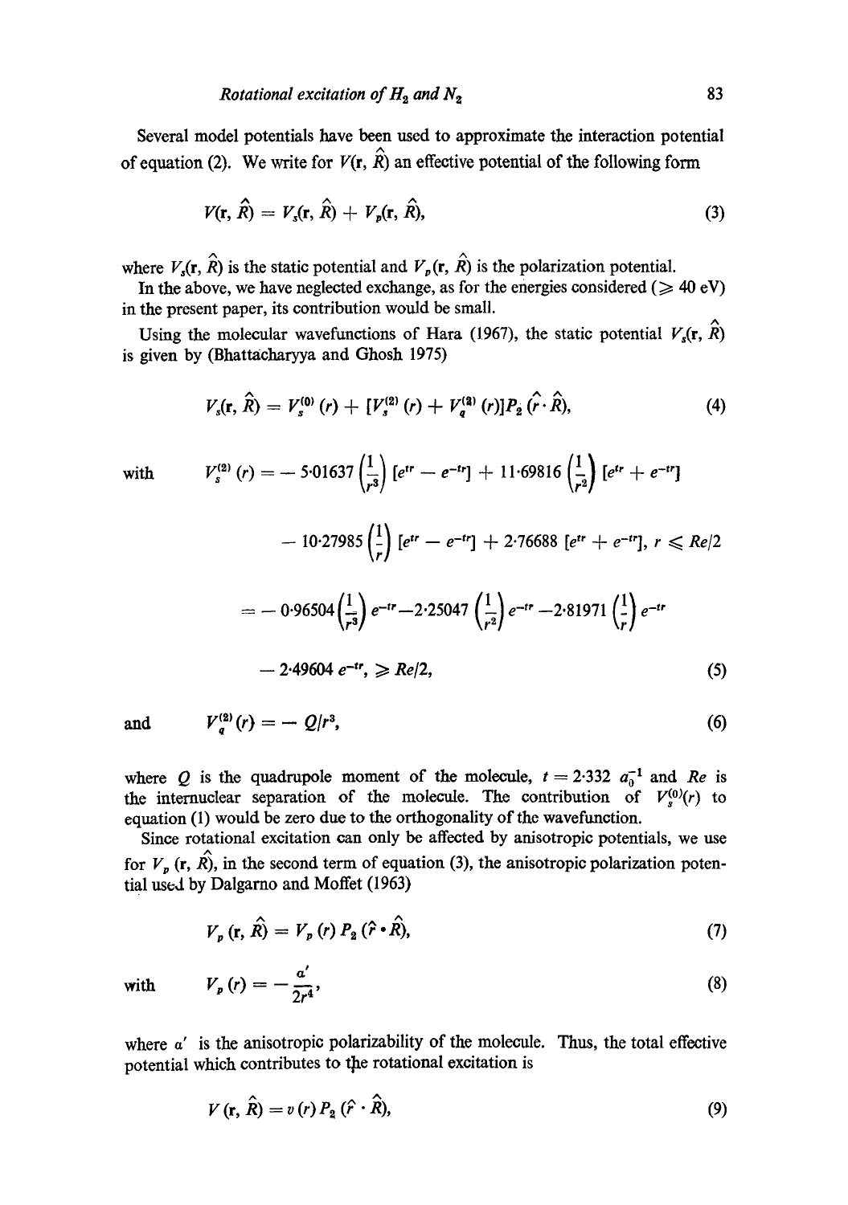Several model potentials have been used to approximate the interaction potential of equation (2). We write for $V(\mathbf{r}, \hat{R})$ an effective potential of the following form

$$V(\mathbf{r}, \hat{R}) = V_s(\mathbf{r}, \hat{R}) + V_p(\mathbf{r}, \hat{R}), \tag{3}$$

where $V_s(\mathbf{r}, \hat{R})$ is the static potential and $V_p(\mathbf{r}, \hat{R})$ is the polarization potential.

In the above, we have neglected exchange, as for the energies considered ($\geqslant 40$ eV) in the present paper, its contribution would be small.

Using the molecular wavefunctions of Hara (1967), the static potential $V_s(\mathbf{r}, \hat{R})$ is given by (Bhattacharyya and Ghosh 1975)

$$V_s(\mathbf{r}, \hat{R}) = V_s^{(0)}(r) + [V_s^{(2)}(r) + V_q^{(2)}(r)] P_2(\hat{r} \cdot \hat{R}), \tag{4}$$

with
$$V_s^{(2)}(r) = -5{\cdot}01637 \left(\frac{1}{r^3}\right) [e^{tr} - e^{-tr}] + 11{\cdot}69816 \left(\frac{1}{r^2}\right) [e^{tr} + e^{-tr}]$$

$$- 10{\cdot}27985 \left(\frac{1}{r}\right) [e^{tr} - e^{-tr}] + 2{\cdot}76688 \, [e^{tr} + e^{-tr}], \; r \leqslant Re/2$$

$$= -0{\cdot}96504 \left(\frac{1}{r^3}\right) e^{-tr} - 2{\cdot}25047 \left(\frac{1}{r^2}\right) e^{-tr} - 2{\cdot}81971 \left(\frac{1}{r}\right) e^{-tr}$$

$$- 2{\cdot}49604 \, e^{-tr}, \; \geqslant Re/2, \tag{5}$$

and
$$V_q^{(2)}(r) = -Q/r^3, \tag{6}$$

where $Q$ is the quadrupole moment of the molecule, $t = 2{\cdot}332 \; a_0^{-1}$ and $Re$ is the internuclear separation of the molecule. The contribution of $V_s^{(0)}(r)$ to equation (1) would be zero due to the orthogonality of the wavefunction.

Since rotational excitation can only be affected by anisotropic potentials, we use for $V_p(\mathbf{r}, \hat{R})$, in the second term of equation (3), the anisotropic polarization potential used by Dalgarno and Moffet (1963)

$$V_p(\mathbf{r}, \hat{R}) = V_p(r) P_2(\hat{r} \cdot \hat{R}), \tag{7}$$

with
$$V_p(r) = -\frac{\alpha'}{2r^4}, \tag{8}$$

where $\alpha'$ is the anisotropic polarizability of the molecule. Thus, the total effective potential which contributes to the rotational excitation is

$$V(\mathbf{r}, \hat{R}) = v(r) P_2(\hat{r} \cdot \hat{R}), \tag{9}$$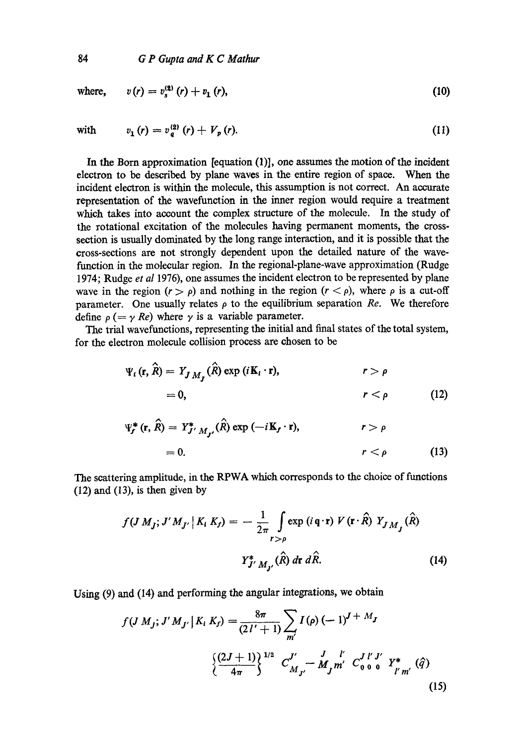where, $\quad v(r) = v_s^{(2)}(r) + v_1(r),$ (10)

with $\quad v_1(r) = v_q^{(2)}(r) + V_p(r).$ (11)

In the Born approximation [equation (1)], one assumes the motion of the incident electron to be described by plane waves in the entire region of space. When the incident electron is within the molecule, this assumption is not correct. An accurate representation of the wavefunction in the inner region would require a treatment which takes into account the complex structure of the molecule. In the study of the rotational excitation of the molecules having permanent moments, the cross-section is usually dominated by the long range interaction, and it is possible that the cross-sections are not strongly dependent upon the detailed nature of the wave-function in the molecular region. In the regional-plane-wave approximation (Rudge 1974; Rudge *et al* 1976), one assumes the incident electron to be represented by plane wave in the region ($r > \rho$) and nothing in the region ($r < \rho$), where $\rho$ is a cut-off parameter. One usually relates $\rho$ to the equilibrium separation $Re$. We therefore define $\rho$ ($= \gamma\, Re$) where $\gamma$ is a variable parameter.

The trial wavefunctions, representing the initial and final states of the total system, for the electron molecule collision process are chosen to be

$$
\begin{aligned}
\Psi_i(\mathbf{r}, \hat{R}) &= Y_{JM_J}(\hat{R}) \exp(i\mathbf{K}_i \cdot \mathbf{r}), & r > \rho \\
&= 0, & r < \rho
\end{aligned}
\tag{12}
$$

$$
\begin{aligned}
\Psi_f^*(\mathbf{r}, \hat{R}) &= Y^*_{J' M_{J'}}(\hat{R}) \exp(-i\mathbf{K}_f \cdot \mathbf{r}), & r > \rho \\
&= 0. & r < \rho
\end{aligned}
\tag{13}
$$

The scattering amplitude, in the RPWA which corresponds to the choice of functions (12) and (13), is then given by

$$
f(J M_J; J' M_{J'} \,|\, K_i K_f) = -\frac{1}{2\pi} \int_{r>\rho} \exp(i\mathbf{q}\cdot\mathbf{r})\, V(\mathbf{r}\cdot\hat{R})\, Y_{JM_J}(\hat{R})\, Y^*_{J' M_{J'}}(\hat{R})\, d\mathbf{r}\, d\hat{R}. \tag{14}
$$

Using (9) and (14) and performing the angular integrations, we obtain

$$
f(J M_J; J' M_{J'} \,|\, K_i K_f) = \frac{8\pi}{(2l'+1)} \sum_{m'} I(\rho)(-1)^{J+M_J} \left\{\frac{(2J+1)}{4\pi}\right\}^{1/2} C^{J'\; J\; l'}_{M_{J'}\, -M_J\, m'}\, C^{J\, l'\, J'}_{0\,0\,0}\, Y^*_{l'm'}(\hat{q}) \tag{15}
$$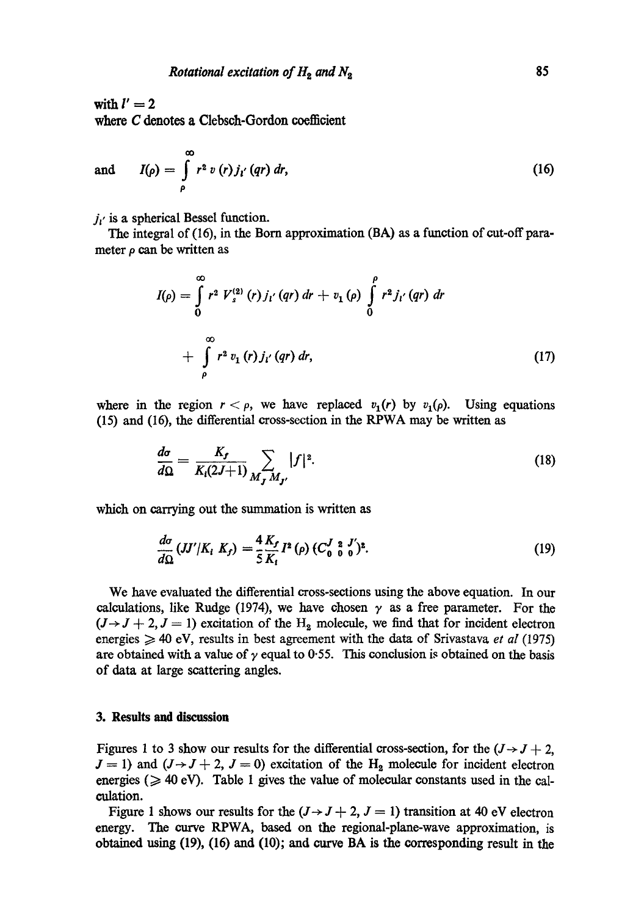with $l' = 2$

where $C$ denotes a Clebsch-Gordon coefficient

and
$$I(\rho) = \int_{\rho}^{\infty} r^2 \, v(r) \, j_{l'}(qr) \, dr, \tag{16}$$

$j_{l'}$ is a spherical Bessel function.

The integral of (16), in the Born approximation (BA) as a function of cut-off parameter $\rho$ can be written as

$$I(\rho) = \int_{0}^{\infty} r^2 \, V_s^{(2)}(r) \, j_{l'}(qr) \, dr + v_1(\rho) \int_{0}^{\rho} r^2 j_{l'}(qr) \, dr$$

$$+ \int_{\rho}^{\infty} r^2 \, v_1(r) \, j_{l'}(qr) \, dr, \tag{17}$$

where in the region $r < \rho$, we have replaced $v_1(r)$ by $v_1(\rho)$. Using equations (15) and (16), the differential cross-section in the RPWA may be written as

$$\frac{d\sigma}{d\Omega} = \frac{K_f}{K_i(2J+1)} \sum_{M_J M_{J'}} |f|^2. \tag{18}$$

which on carrying out the summation is written as

$$\frac{d\sigma}{d\Omega}(JJ'/K_i \, K_f) = \frac{4}{5}\frac{K_f}{K_i} I^2(\rho) \, (C^{J\,2\,J'}_{0\,0\,0})^2. \tag{19}$$

We have evaluated the differential cross-sections using the above equation. In our calculations, like Rudge (1974), we have chosen $\gamma$ as a free parameter. For the $(J \to J+2, J=1)$ excitation of the $H_2$ molecule, we find that for incident electron energies $\geqslant 40$ eV, results in best agreement with the data of Srivastava *et al* (1975) are obtained with a value of $\gamma$ equal to 0·55. This conclusion is obtained on the basis of data at large scattering angles.

## 3. Results and discussion

Figures 1 to 3 show our results for the differential cross-section, for the $(J \to J+2, J=1)$ and $(J \to J+2, J=0)$ excitation of the $H_2$ molecule for incident electron energies ($\geqslant 40$ eV). Table 1 gives the value of molecular constants used in the calculation.

Figure 1 shows our results for the $(J \to J+2, J=1)$ transition at 40 eV electron energy. The curve RPWA, based on the regional-plane-wave approximation, is obtained using (19), (16) and (10); and curve BA is the corresponding result in the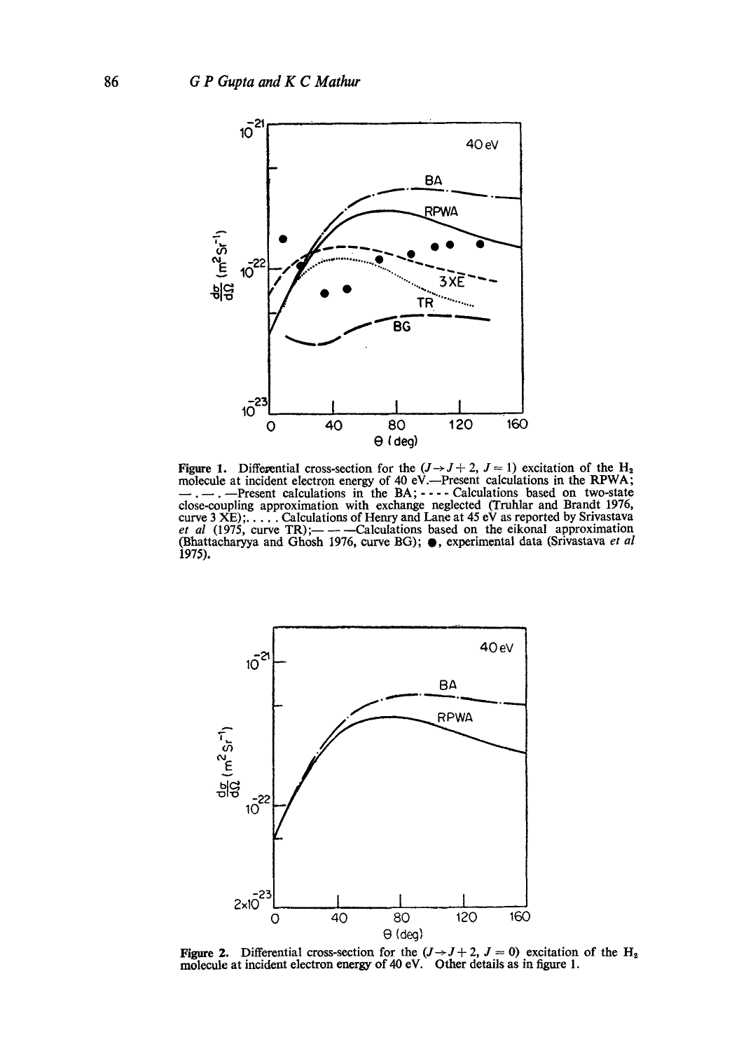**Figure 1.** Differential cross-section for the ($J \rightarrow J+2$, $J=1$) excitation of the $H_2$ molecule at incident electron energy of 40 eV.—Present calculations in the RPWA; —.—.—Present calculations in the BA; - - - - Calculations based on two-state close-coupling approximation with exchange neglected (Truhlar and Brandt 1976, curve 3 XE);. . . . . Calculations of Henry and Lane at 45 eV as reported by Srivastava *et al* (1975, curve TR);— — —Calculations based on the eikonal approximation (Bhattacharyya and Ghosh 1976, curve BG); ●, experimental data (Srivastava *et al* 1975).

**Figure 2.** Differential cross-section for the ($J \rightarrow J+2$, $J=0$) excitation of the $H_2$ molecule at incident electron energy of 40 eV. Other details as in figure 1.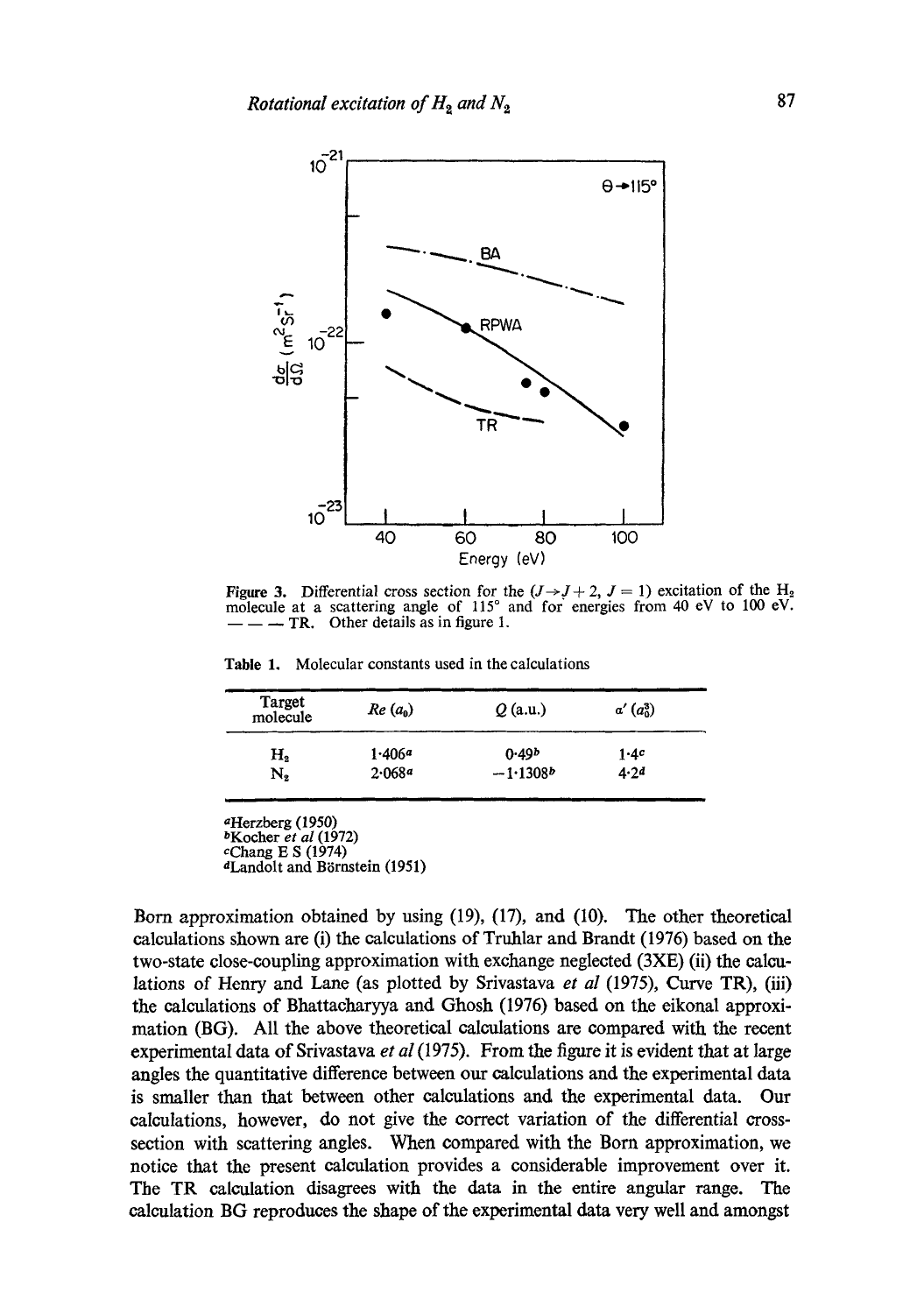Figure 3. Differential cross section for the $(J \rightarrow J+2, J=1)$ excitation of the $H_2$ molecule at a scattering angle of 115° and for energies from 40 eV to 100 eV. — — — TR. Other details as in figure 1.

Table 1. Molecular constants used in the calculations

| Target molecule | $Re$ ($a_0$) | $Q$ (a.u.) | $\alpha'$ ($a_0^3$) |
|---|---|---|---|
| $H_2$ | 1·406[a] | 0·49[b] | 1·4[c] |
| $N_2$ | 2·068[a] | −1·1308[b] | 4·2[d] |

[a]Herzberg (1950)
[b]Kocher *et al* (1972)
[c]Chang E S (1974)
[d]Landolt and Börnstein (1951)

Born approximation obtained by using (19), (17), and (10). The other theoretical calculations shown are (i) the calculations of Truhlar and Brandt (1976) based on the two-state close-coupling approximation with exchange neglected (3XE) (ii) the calculations of Henry and Lane (as plotted by Srivastava *et al* (1975), Curve TR), (iii) the calculations of Bhattacharyya and Ghosh (1976) based on the eikonal approximation (BG). All the above theoretical calculations are compared with the recent experimental data of Srivastava *et al* (1975). From the figure it is evident that at large angles the quantitative difference between our calculations and the experimental data is smaller than that between other calculations and the experimental data. Our calculations, however, do not give the correct variation of the differential cross-section with scattering angles. When compared with the Born approximation, we notice that the present calculation provides a considerable improvement over it. The TR calculation disagrees with the data in the entire angular range. The calculation BG reproduces the shape of the experimental data very well and amongst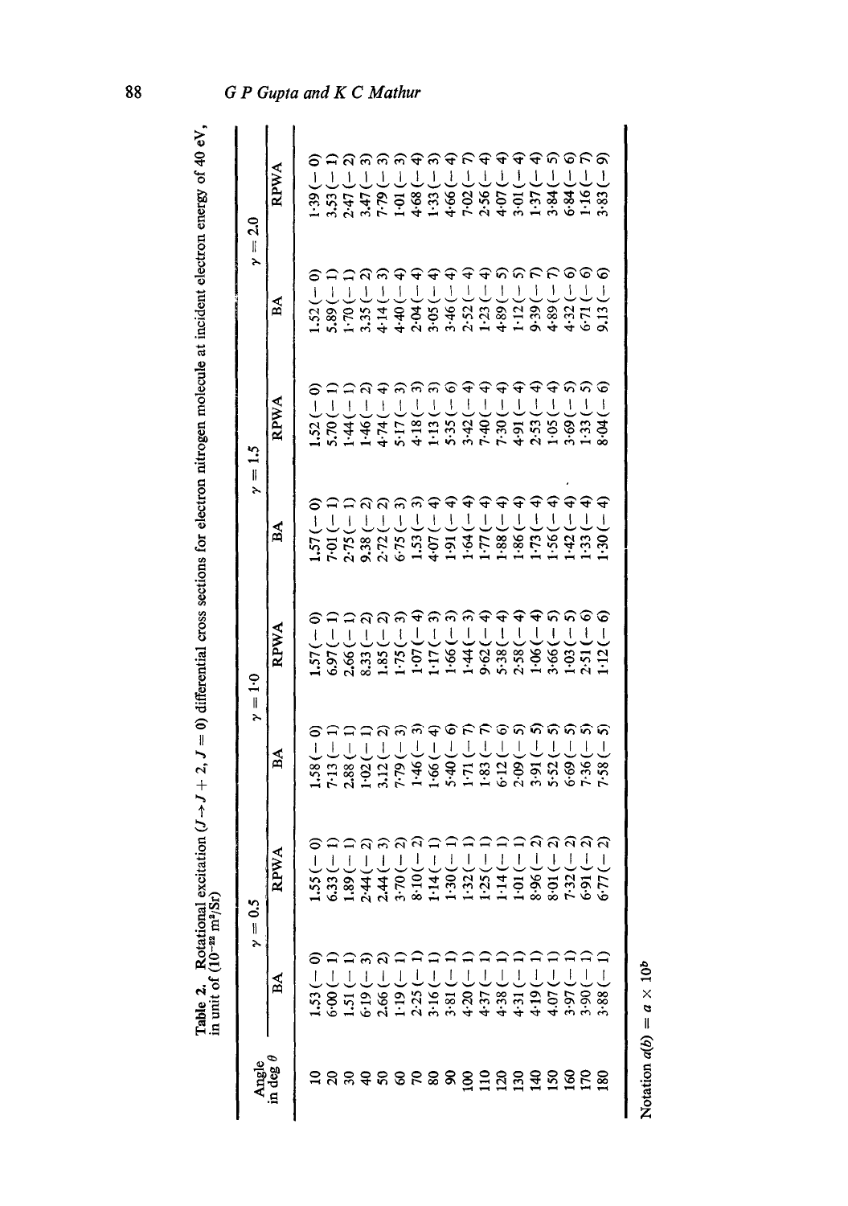**Table 2.** Rotational excitation ($J \to J+2$, $J = 0$) differential cross sections for electron nitrogen molecule at incident electron energy of 40 eV, in unit of ($10^{-22}$ m²/Sr)

| Angle in deg $\theta$ | $\gamma = 0.5$ | | $\gamma = 1.0$ | | $\gamma = 1.5$ | | $\gamma = 2.0$ | |
|---|---|---|---|---|---|---|---|---|
| | BA | RPWA | BA | RPWA | BA | RPWA | BA | RPWA |
| 10 | 1.53 (− 0) | 1.55 (− 0) | 1.58 (− 0) | 1.57 (− 0) | 1.57 (− 0) | 1.52 (− 0) | 1.52 (− 0) | 1.39 (− 0) |
| 20 | 6.00 (− 1) | 6.33 (− 1) | 7.13 (− 1) | 6.97 (− 1) | 7.01 (− 1) | 5.70 (− 1) | 5.89 (− 1) | 3.53 (− 1) |
| 30 | 1.51 (− 1) | 1.89 (− 1) | 2.88 (− 1) | 2.66 (− 1) | 2.75 (− 1) | 1.44 (− 1) | 1.70 (− 1) | 2.47 (− 2) |
| 40 | 6.19 (− 3) | 2.44 (− 2) | 1.02 (− 1) | 8.33 (− 2) | 9.38 (− 2) | 1.46 (− 2) | 3.35 (− 2) | 3.47 (− 3) |
| 50 | 2.66 (− 2) | 2.44 (− 3) | 3.12 (− 2) | 1.85 (− 2) | 2.72 (− 2) | 4.74 (− 4) | 4.14 (− 3) | 7.79 (− 3) |
| 60 | 1.19 (− 1) | 3.70 (− 2) | 7.79 (− 3) | 1.75 (− 3) | 6.75 (− 3) | 5.17 (− 3) | 4.40 (− 4) | 1.01 (− 3) |
| 70 | 2.25 (− 1) | 8.10 (− 2) | 1.46 (− 3) | 1.07 (− 4) | 1.53 (− 3) | 4.18 (− 3) | 2.04 (− 4) | 4.68 (− 4) |
| 80 | 3.16 (− 1) | 1.14 (− 1) | 1.66 (− 4) | 1.17 (− 3) | 4.07 (− 4) | 1.13 (− 3) | 3.05 (− 4) | 1.33 (− 3) |
| 90 | 3.81 (− 1) | 1.30 (− 1) | 5.40 (− 6) | 1.66 (− 3) | 1.91 (− 4) | 5.35 (− 6) | 3.46 (− 4) | 4.66 (− 4) |
| 100 | 4.20 (− 1) | 1.32 (− 1) | 1.71 (− 7) | 1.44 (− 3) | 1.64 (− 4) | 3.42 (− 4) | 2.52 (− 4) | 7.02 (− 7) |
| 110 | 4.37 (− 1) | 1.25 (− 1) | 1.83 (− 7) | 9.62 (− 4) | 1.77 (− 4) | 7.40 (− 4) | 1.23 (− 4) | 2.56 (− 4) |
| 120 | 4.38 (− 1) | 1.14 (− 1) | 6.12 (− 6) | 5.38 (− 4) | 1.88 (− 4) | 7.30 (− 4) | 4.89 (− 5) | 4.07 (− 4) |
| 130 | 4.31 (− 1) | 1.01 (− 1) | 2.09 (− 5) | 2.58 (− 4) | 1.86 (− 4) | 4.91 (− 4) | 1.12 (− 5) | 3.01 (− 4) |
| 140 | 4.19 (− 1) | 8.96 (− 2) | 3.91 (− 5) | 1.06 (− 4) | 1.73 (− 4) | 2.53 (− 4) | 9.39 (− 7) | 1.37 (− 4) |
| 150 | 4.07 (− 1) | 8.01 (− 2) | 5.52 (− 5) | 3.66 (− 5) | 1.56 (− 4) | 1.05 (− 4) | 4.89 (− 7) | 3.84 (− 5) |
| 160 | 3.97 (− 1) | 7.32 (− 2) | 6.69 (− 5) | 1.03 (− 5) | 1.42 (− 4) | 3.69 (− 5) | 4.32 (− 6) | 6.84 (− 6) |
| 170 | 3.90 (− 1) | 6.91 (− 2) | 7.36 (− 5) | 2.51 (− 6) | 1.33 (− 4) | 1.33 (− 5) | 6.71 (− 6) | 1.16 (− 7) |
| 180 | 3.88 (− 1) | 6.77 (− 2) | 7.58 (− 5) | 1.12 (− 6) | 1.30 (− 4) | 8.04 (− 6) | 9.13 (− 6) | 3.83 (− 9) |

Notation $a(b) = a \times 10^b$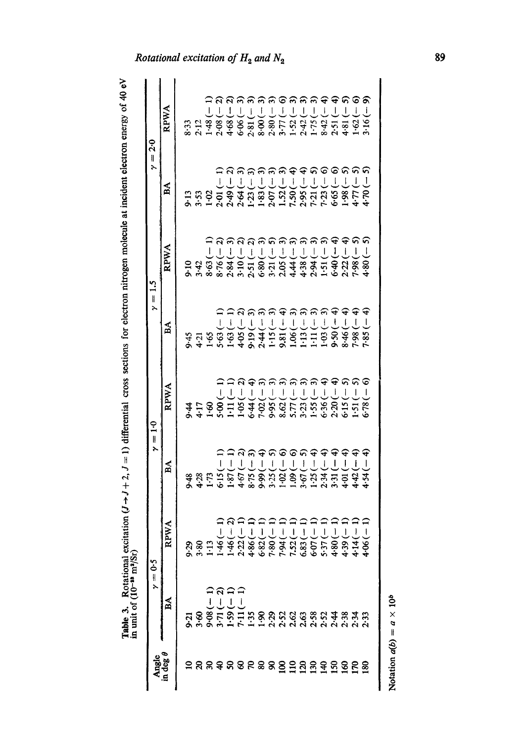**Table 3.** Rotational excitation ($J \rightarrow J + 2$, $J = 1$) differential cross sections for electron nitrogen molecule at incident electron energy of 40 eV in unit of ($10^{-22}$ m²/Sr)

| Angle in deg $\theta$ | $\gamma = 0.5$ | | $\gamma = 1.0$ | | $\gamma = 1.5$ | | $\gamma = 2.0$ | |
|---|---|---|---|---|---|---|---|---|
| | BA | RPWA | BA | RPWA | BA | RPWA | BA | RPWA |
| 10 | 9·21 | 9·29 | 9·48 | 9·44 | 9·45 | 9·10 | 9·13 | 8·33 |
| 20 | 3·60 | 3·80 | 4·28 | 4·17 | 4·21 | 3·42 | 3·53 | 2·12 |
| 30 | 9·08 (−1) | 1·13 | 1·73 | 1·60 | 1·65 | 8·63 (−1) | 1·02 | 1·48 (−1) |
| 40 | 3·71 (−2) | 1·46 (−1) | 6·15 (−1) | 5·00 (−1) | 5·63 (−1) | 8·76 (−2) | 2·01 (−1) | 2·08 (−2) |
| 50 | 1·59 (−1) | 1·46 (−2) | 1·87 (−1) | 1·11 (−1) | 1·63 (−1) | 2·84 (−3) | 2·49 (−2) | 4·68 (−2) |
| 60 | 7·11 (−1) | 2·22 (−1) | 4·67 (−2) | 1·05 (−2) | 4·05 (−2) | 3·10 (−2) | 2·64 (−3) | 6·06 (−3) |
| 70 | 1·35 | 4·86 (−1) | 8·75 (−3) | 6·44 (−4) | 9·19 (−3) | 2·51 (−2) | 1·23 (−3) | 2·81 (−3) |
| 80 | 1·90 | 6·82 (−1) | 9·99 (−4) | 7·02 (−3) | 2·44 (−3) | 6·80 (−3) | 1·83 (−3) | 8·00 (−3) |
| 90 | 2·29 | 7·80 (−1) | 3·25 (−5) | 9·95 (−3) | 1·15 (−3) | 3·21 (−5) | 2·07 (−3) | 2·80 (−3) |
| 100 | 2·52 | 7·94 (−1) | 1·02 (−6) | 8·62 (−3) | 9·81 (−4) | 2·05 (−3) | 1·52 (−3) | 3·77 (−6) |
| 110 | 2·62 | 7·52 (−1) | 1·09 (−6) | 5·77 (−3) | 1·06 (−3) | 4·44 (−3) | 7·50 (−4) | 1·52 (−3) |
| 120 | 2·63 | 6·83 (−1) | 3·67 (−5) | 3·23 (−3) | 1·13 (−3) | 4·38 (−3) | 2·95 (−4) | 2·42 (−3) |
| 130 | 2·58 | 6·07 (−1) | 1·25 (−4) | 1·55 (−3) | 1·11 (−3) | 2·94 (−3) | 7·21 (−5) | 1·75 (−3) |
| 140 | 2·52 | 5·37 (−1) | 2·34 (−4) | 6·36 (−4) | 1·03 (−3) | 1·51 (−3) | 7·23 (−6) | 8·42 (−4) |
| 150 | 2·44 | 4·80 (−1) | 3·31 (−4) | 2·20 (−4) | 9·50 (−4) | 6·40 (−4) | 6·65 (−6) | 2·51 (−4) |
| 160 | 2·38 | 4·39 (−1) | 4·01 (−4) | 6·15 (−5) | 8·46 (−4) | 2·22 (−4) | 1·98 (−5) | 4·81 (−5) |
| 170 | 2·34 | 4·14 (−1) | 4·42 (−4) | 1·51 (−5) | 7·98 (−4) | 7·98 (−5) | 4·77 (−5) | 1·62 (−6) |
| 180 | 2·33 | 4·06 (−1) | 4·54 (−4) | 6·78 (−6) | 7·85 (−4) | 4·80 (−5) | 4·70 (−5) | 3·16 (−9) |

Notation $a(b) = a \times 10^{b}$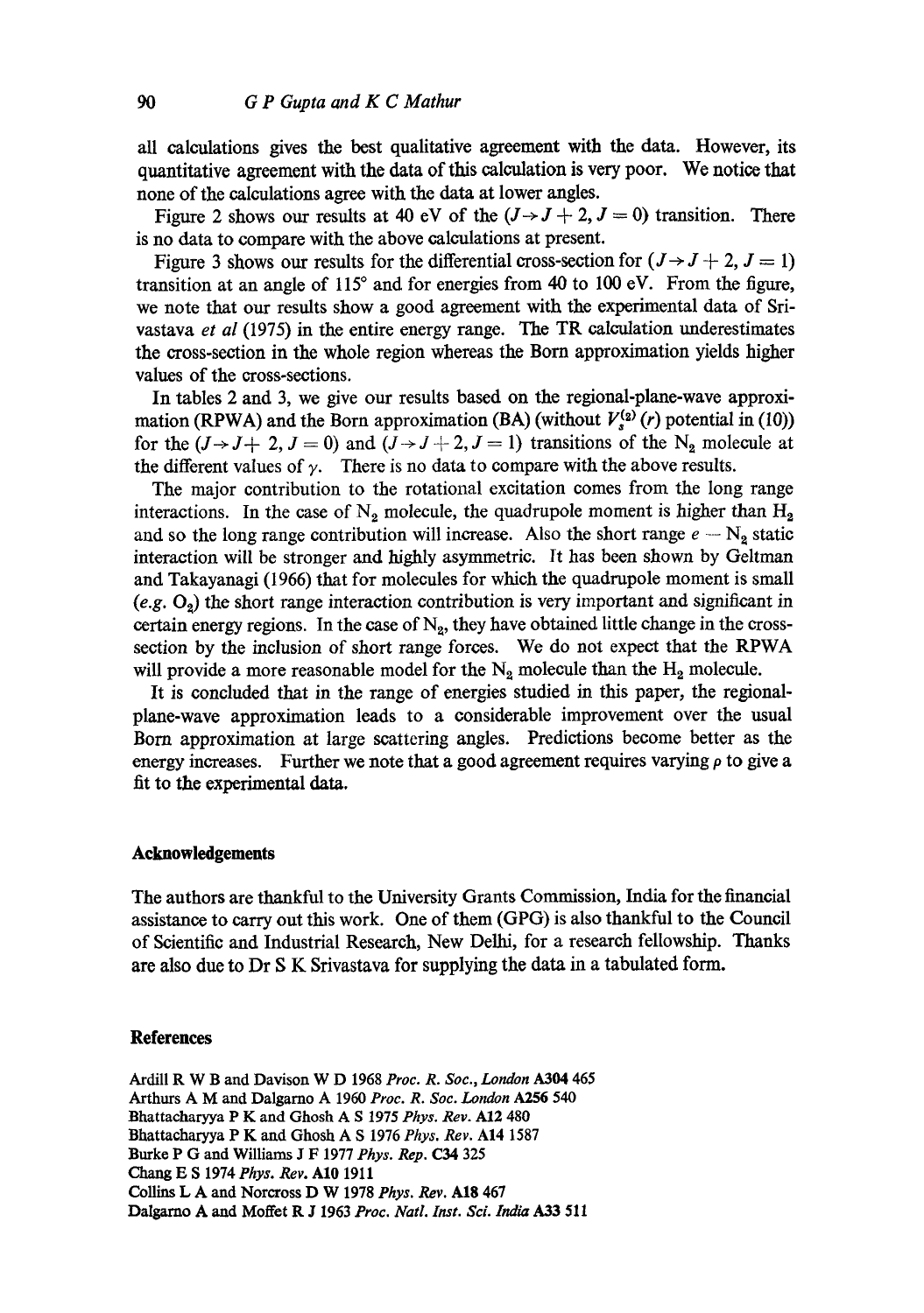all calculations gives the best qualitative agreement with the data. However, its quantitative agreement with the data of this calculation is very poor. We notice that none of the calculations agree with the data at lower angles.

Figure 2 shows our results at 40 eV of the $(J \rightarrow J+2, J=0)$ transition. There is no data to compare with the above calculations at present.

Figure 3 shows our results for the differential cross-section for $(J \rightarrow J+2, J=1)$ transition at an angle of 115° and for energies from 40 to 100 eV. From the figure, we note that our results show a good agreement with the experimental data of Srivastava *et al* (1975) in the entire energy range. The TR calculation underestimates the cross-section in the whole region whereas the Born approximation yields higher values of the cross-sections.

In tables 2 and 3, we give our results based on the regional-plane-wave approximation (RPWA) and the Born approximation (BA) (without $V_s^{(2)}(r)$ potential in (10)) for the $(J \rightarrow J+2, J=0)$ and $(J \rightarrow J+2, J=1)$ transitions of the $N_2$ molecule at the different values of $\gamma$. There is no data to compare with the above results.

The major contribution to the rotational excitation comes from the long range interactions. In the case of $N_2$ molecule, the quadrupole moment is higher than $H_2$ and so the long range contribution will increase. Also the short range $e - N_2$ static interaction will be stronger and highly asymmetric. It has been shown by Geltman and Takayanagi (1966) that for molecules for which the quadrupole moment is small (*e.g.* $O_2$) the short range interaction contribution is very important and significant in certain energy regions. In the case of $N_2$, they have obtained little change in the cross-section by the inclusion of short range forces. We do not expect that the RPWA will provide a more reasonable model for the $N_2$ molecule than the $H_2$ molecule.

It is concluded that in the range of energies studied in this paper, the regional-plane-wave approximation leads to a considerable improvement over the usual Born approximation at large scattering angles. Predictions become better as the energy increases. Further we note that a good agreement requires varying $\rho$ to give a fit to the experimental data.

## Acknowledgements

The authors are thankful to the University Grants Commission, India for the financial assistance to carry out this work. One of them (GPG) is also thankful to the Council of Scientific and Industrial Research, New Delhi, for a research fellowship. Thanks are also due to Dr S K Srivastava for supplying the data in a tabulated form.

## References

Ardill R W B and Davison W D 1968 *Proc. R. Soc., London* **A304** 465
Arthurs A M and Dalgarno A 1960 *Proc. R. Soc. London* **A256** 540
Bhattacharyya P K and Ghosh A S 1975 *Phys. Rev.* **A12** 480
Bhattacharyya P K and Ghosh A S 1976 *Phys. Rev.* **A14** 1587
Burke P G and Williams J F 1977 *Phys. Rep.* **C34** 325
Chang E S 1974 *Phys. Rev.* **A10** 1911
Collins L A and Norcross D W 1978 *Phys. Rev.* **A18** 467
Dalgarno A and Moffet R J 1963 *Proc. Natl. Inst. Sci. India* **A33** 511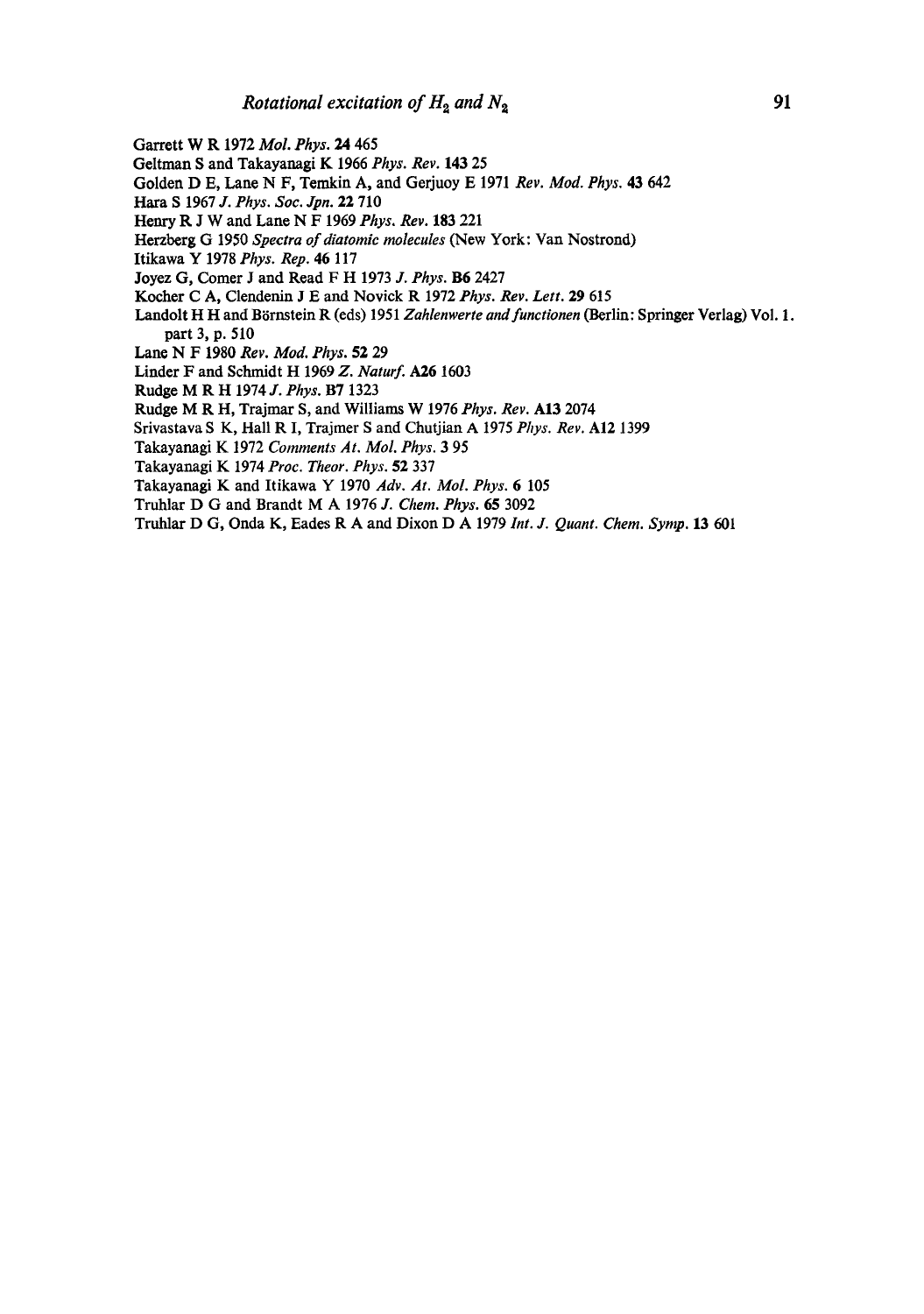Garrett W R 1972 *Mol. Phys.* **24** 465

Geltman S and Takayanagi K 1966 *Phys. Rev.* **143** 25

Golden D E, Lane N F, Temkin A, and Gerjuoy E 1971 *Rev. Mod. Phys.* **43** 642

Hara S 1967 *J. Phys. Soc. Jpn.* **22** 710

Henry R J W and Lane N F 1969 *Phys. Rev.* **183** 221

Herzberg G 1950 *Spectra of diatomic molecules* (New York: Van Nostrond)

Itikawa Y 1978 *Phys. Rep.* **46** 117

Joyez G, Comer J and Read F H 1973 *J. Phys.* **B6** 2427

Kocher C A, Clendenin J E and Novick R 1972 *Phys. Rev. Lett.* **29** 615

Landolt H H and Börnstein R (eds) 1951 *Zahlenwerte and functionen* (Berlin: Springer Verlag) Vol. 1. part 3, p. 510

Lane N F 1980 *Rev. Mod. Phys.* **52** 29

Linder F and Schmidt H 1969 *Z. Naturf.* **A26** 1603

Rudge M R H 1974 *J. Phys.* **B7** 1323

Rudge M R H, Trajmar S, and Williams W 1976 *Phys. Rev.* **A13** 2074

Srivastava S K, Hall R I, Trajmer S and Chutjian A 1975 *Phys. Rev.* **A12** 1399

Takayanagi K 1972 *Comments At. Mol. Phys.* **3** 95

Takayanagi K 1974 *Proc. Theor. Phys.* **52** 337

Takayanagi K and Itikawa Y 1970 *Adv. At. Mol. Phys.* **6** 105

Truhlar D G and Brandt M A 1976 *J. Chem. Phys.* **65** 3092

Truhlar D G, Onda K, Eades R A and Dixon D A 1979 *Int. J. Quant. Chem. Symp.* **13** 601